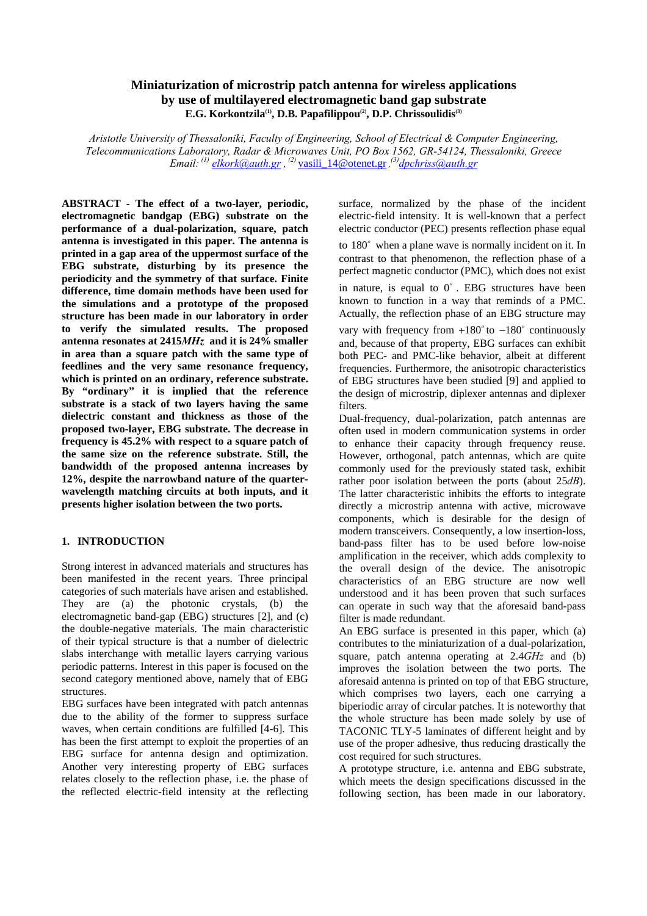# Miniaturization of microstrip patch antenna for wireless applications by use of multilayered electromagnetic band gap substrate

**E.G. Korkontzila[1], D.B. Papafilippou[2], D.P. Chrissoulidis[3]**

*Aristotle University of Thessaloniki, Faculty of Engineering, School of Electrical & Computer Engineering, Telecommunications Laboratory, Radar & Microwaves Unit, PO Box 1562, GR-54124, Thessaloniki, Greece*
*Email: [1] elkork@auth.gr , [2] vasili_14@otenet.gr , [3] dpchriss@auth.gr*

**ABSTRACT - The effect of a two-layer, periodic, electromagnetic bandgap (EBG) substrate on the performance of a dual-polarization, square, patch antenna is investigated in this paper. The antenna is printed in a gap area of the uppermost surface of the EBG substrate, disturbing by its presence the periodicity and the symmetry of that surface. Finite difference, time domain methods have been used for the simulations and a prototype of the proposed structure has been made in our laboratory in order to verify the simulated results. The proposed antenna resonates at 2415*MHz* and it is 24% smaller in area than a square patch with the same type of feedlines and the very same resonance frequency, which is printed on an ordinary, reference substrate. By "ordinary" it is implied that the reference substrate is a stack of two layers having the same dielectric constant and thickness as those of the proposed two-layer, EBG substrate. The decrease in frequency is 45.2% with respect to a square patch of the same size on the reference substrate. Still, the bandwidth of the proposed antenna increases by 12%, despite the narrowband nature of the quarter-wavelength matching circuits at both inputs, and it presents higher isolation between the two ports.**

## 1. INTRODUCTION

Strong interest in advanced materials and structures has been manifested in the recent years. Three principal categories of such materials have arisen and established. They are (a) the photonic crystals, (b) the electromagnetic band-gap (EBG) structures [2], and (c) the double-negative materials. The main characteristic of their typical structure is that a number of dielectric slabs interchange with metallic layers carrying various periodic patterns. Interest in this paper is focused on the second category mentioned above, namely that of EBG structures.

EBG surfaces have been integrated with patch antennas due to the ability of the former to suppress surface waves, when certain conditions are fulfilled [4-6]. This has been the first attempt to exploit the properties of an EBG surface for antenna design and optimization. Another very interesting property of EBG surfaces relates closely to the reflection phase, i.e. the phase of the reflected electric-field intensity at the reflecting surface, normalized by the phase of the incident electric-field intensity. It is well-known that a perfect electric conductor (PEC) presents reflection phase equal to $180^\circ$ when a plane wave is normally incident on it. In contrast to that phenomenon, the reflection phase of a perfect magnetic conductor (PMC), which does not exist in nature, is equal to $0^\circ$. EBG structures have been known to function in a way that reminds of a PMC. Actually, the reflection phase of an EBG structure may vary with frequency from $+180^\circ$ to $-180^\circ$ continuously and, because of that property, EBG surfaces can exhibit both PEC- and PMC-like behavior, albeit at different frequencies. Furthermore, the anisotropic characteristics of EBG structures have been studied [9] and applied to the design of microstrip, diplexer antennas and diplexer filters.

Dual-frequency, dual-polarization, patch antennas are often used in modern communication systems in order to enhance their capacity through frequency reuse. However, orthogonal, patch antennas, which are quite commonly used for the previously stated task, exhibit rather poor isolation between the ports (about 25*dB*). The latter characteristic inhibits the efforts to integrate directly a microstrip antenna with active, microwave components, which is desirable for the design of modern transceivers. Consequently, a low insertion-loss, band-pass filter has to be used before low-noise amplification in the receiver, which adds complexity to the overall design of the device. The characteristics of an EBG structure are now well understood and it has been proven that such surfaces can operate in such way that the aforesaid band-pass filter is made redundant.

An EBG surface is presented in this paper, which (a) contributes to the miniaturization of a dual-polarization, square, patch antenna operating at 2.4*GHz* and (b) improves the isolation between the two ports. The aforesaid antenna is printed on top of that EBG structure, which comprises two layers, each one carrying a biperiodic array of circular patches. It is noteworthy that the whole structure has been made solely by use of TACONIC TLY-5 laminates of different height and by use of the proper adhesive, thus reducing drastically the cost required for such structures.

A prototype structure, i.e. antenna and EBG substrate, which meets the design specifications discussed in the following section, has been made in our laboratory.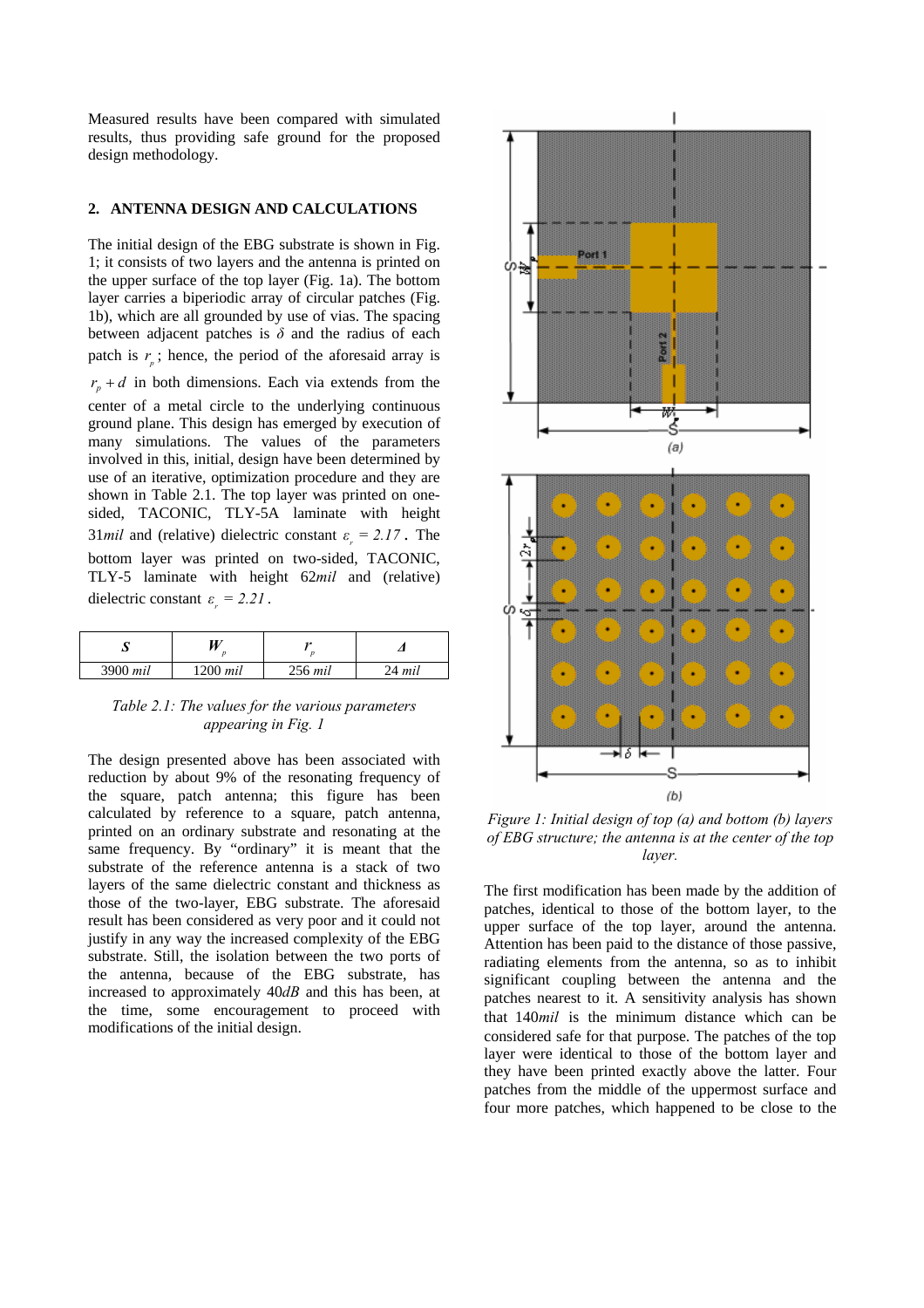Measured results have been compared with simulated results, thus providing safe ground for the proposed design methodology.

## 2. ANTENNA DESIGN AND CALCULATIONS

The initial design of the EBG substrate is shown in Fig. 1; it consists of two layers and the antenna is printed on the upper surface of the top layer (Fig. 1a). The bottom layer carries a biperiodic array of circular patches (Fig. 1b), which are all grounded by use of vias. The spacing between adjacent patches is $\delta$ and the radius of each patch is $r_p$; hence, the period of the aforesaid array is $r_p + d$ in both dimensions. Each via extends from the center of a metal circle to the underlying continuous ground plane. This design has emerged by execution of many simulations. The values of the parameters involved in this, initial, design have been determined by use of an iterative, optimization procedure and they are shown in Table 2.1. The top layer was printed on one-sided, TACONIC, TLY-5A laminate with height 31*mil* and (relative) dielectric constant $\varepsilon_r = 2.17$. The bottom layer was printed on two-sided, TACONIC, TLY-5 laminate with height 62*mil* and (relative) dielectric constant $\varepsilon_r = 2.21$.

| $S$ | $W_p$ | $r_p$ | $\Delta$ |
|---|---|---|---|
| 3900 *mil* | 1200 *mil* | 256 *mil* | 24 *mil* |

*Table 2.1: The values for the various parameters appearing in Fig. 1*

The design presented above has been associated with reduction by about 9% of the resonating frequency of the square, patch antenna; this figure has been calculated by reference to a square, patch antenna, printed on an ordinary substrate and resonating at the same frequency. By "ordinary" it is meant that the substrate of the reference antenna is a stack of two layers of the same dielectric constant and thickness as those of the two-layer, EBG substrate. The aforesaid result has been considered as very poor and it could not justify in any way the increased complexity of the EBG substrate. Still, the isolation between the two ports of the antenna, because of the EBG substrate, has increased to approximately 40*dB* and this has been, at the time, some encouragement to proceed with modifications of the initial design.

*Figure 1: Initial design of top (a) and bottom (b) layers of EBG structure; the antenna is at the center of the top layer.*

The first modification has been made by the addition of patches, identical to those of the bottom layer, to the upper surface of the top layer, around the antenna. Attention has been paid to the distance of those passive, radiating elements from the antenna, so as to inhibit significant coupling between the antenna and the patches nearest to it. A sensitivity analysis has shown that 140*mil* is the minimum distance which can be considered safe for that purpose. The patches of the top layer were identical to those of the bottom layer and they have been printed exactly above the latter. Four patches from the middle of the uppermost surface and four more patches, which happened to be close to the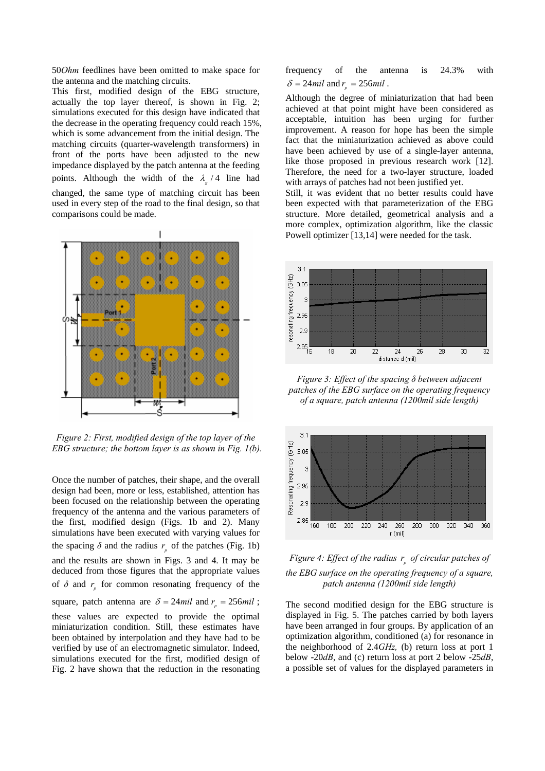$50\,Ohm$ feedlines have been omitted to make space for the antenna and the matching circuits.

This first, modified design of the EBG structure, actually the top layer thereof, is shown in Fig. 2; simulations executed for this design have indicated that the decrease in the operating frequency could reach 15%, which is some advancement from the initial design. The matching circuits (quarter-wavelength transformers) in front of the ports have been adjusted to the new impedance displayed by the patch antenna at the feeding points. Although the width of the $\lambda_g/4$ line had changed, the same type of matching circuit has been used in every step of the road to the final design, so that comparisons could be made.

*Figure 2: First, modified design of the top layer of the EBG structure; the bottom layer is as shown in Fig. 1(b).*

Once the number of patches, their shape, and the overall design had been, more or less, established, attention has been focused on the relationship between the operating frequency of the antenna and the various parameters of the first, modified design (Figs. 1b and 2). Many simulations have been executed with varying values for the spacing $\delta$ and the radius $r_p$ of the patches (Fig. 1b) and the results are shown in Figs. 3 and 4. It may be deduced from those figures that the appropriate values of $\delta$ and $r_p$ for common resonating frequency of the square, patch antenna are $\delta = 24mil$ and $r_p = 256mil$; these values are expected to provide the optimal miniaturization condition. Still, these estimates have been obtained by interpolation and they have had to be verified by use of an electromagnetic simulator. Indeed, simulations executed for the first, modified design of Fig. 2 have shown that the reduction in the resonating frequency of the antenna is 24.3% with $\delta = 24mil$ and $r_p = 256mil$.

Although the degree of miniaturization that had been achieved at that point might have been considered as acceptable, intuition has been urging for further improvement. A reason for hope has been the simple fact that the miniaturization achieved as above could have been achieved by use of a single-layer antenna, like those proposed in previous research work [12]. Therefore, the need for a two-layer structure, loaded with arrays of patches had not been justified yet.

Still, it was evident that no better results could have been expected with that parameterization of the EBG structure. More detailed, geometrical analysis and a more complex, optimization algorithm, like the classic Powell optimizer [13,14] were needed for the task.

*Figure 3: Effect of the spacing $\delta$ between adjacent patches of the EBG surface on the operating frequency of a square, patch antenna (1200mil side length)*

*Figure 4: Effect of the radius $r_p$ of circular patches of the EBG surface on the operating frequency of a square, patch antenna (1200mil side length)*

The second modified design for the EBG structure is displayed in Fig. 5. The patches carried by both layers have been arranged in four groups. By application of an optimization algorithm, conditioned (a) for resonance in the neighborhood of $2.4GHz$, (b) return loss at port 1 below $-20dB$, and (c) return loss at port 2 below $-25dB$, a possible set of values for the displayed parameters in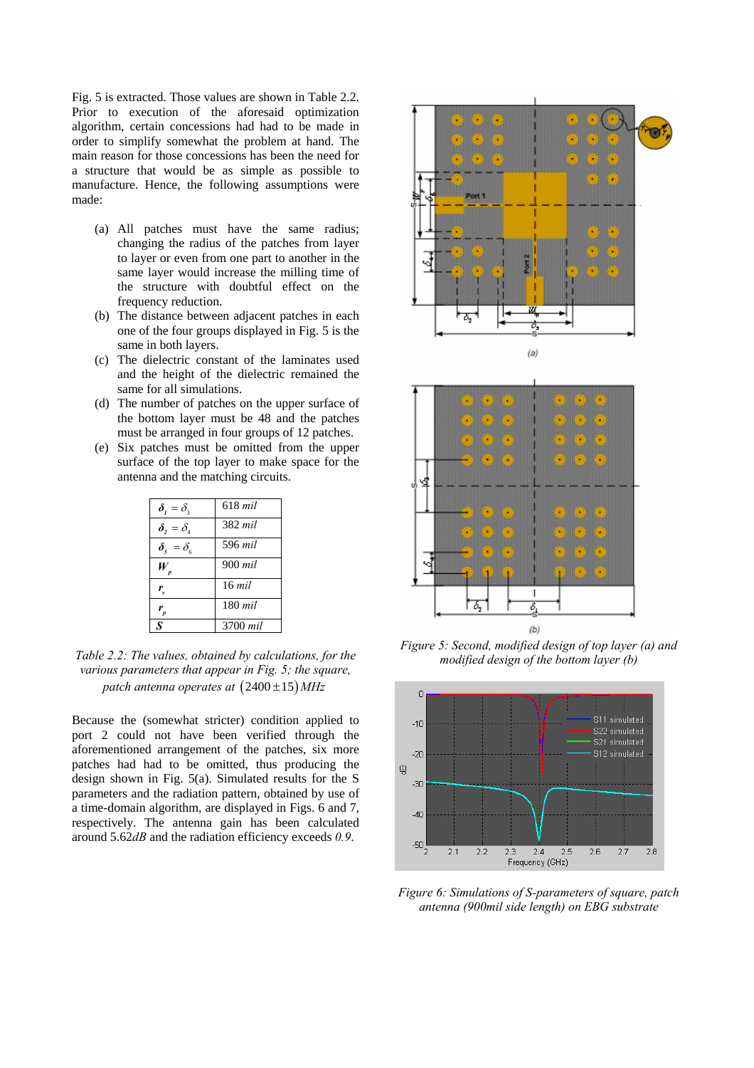Fig. 5 is extracted. Those values are shown in Table 2.2. Prior to execution of the aforesaid optimization algorithm, certain concessions had had to be made in order to simplify somewhat the problem at hand. The main reason for those concessions has been the need for a structure that would be as simple as possible to manufacture. Hence, the following assumptions were made:

(a) All patches must have the same radius; changing the radius of the patches from layer to layer or even from one part to another in the same layer would increase the milling time of the structure with doubtful effect on the frequency reduction.

(b) The distance between adjacent patches in each one of the four groups displayed in Fig. 5 is the same in both layers.

(c) The dielectric constant of the laminates used and the height of the dielectric remained the same for all simulations.

(d) The number of patches on the upper surface of the bottom layer must be 48 and the patches must be arranged in four groups of 12 patches.

(e) Six patches must be omitted from the upper surface of the top layer to make space for the antenna and the matching circuits.

| | |
|---|---|
| $\delta_1 = \delta_3$ | 618 *mil* |
| $\delta_2 = \delta_4$ | 382 *mil* |
| $\delta_5 = \delta_6$ | 596 *mil* |
| $W_p$ | 900 *mil* |
| $r_v$ | 16 *mil* |
| $r_p$ | 180 *mil* |
| $S$ | 3700 *mil* |

*Table 2.2: The values, obtained by calculations, for the various parameters that appear in Fig. 5; the square, patch antenna operates at $(2400 \pm 15)\,MHz$*

Because the (somewhat stricter) condition applied to port 2 could not have been verified through the aforementioned arrangement of the patches, six more patches had had to be omitted, thus producing the design shown in Fig. 5(a). Simulated results for the S parameters and the radiation pattern, obtained by use of a time-domain algorithm, are displayed in Figs. 6 and 7, respectively. The antenna gain has been calculated around 5.62*dB* and the radiation efficiency exceeds *0.9*.

*Figure 5: Second, modified design of top layer (a) and modified design of the bottom layer (b)*

*Figure 6: Simulations of S-parameters of square, patch antenna (900mil side length) on EBG substrate*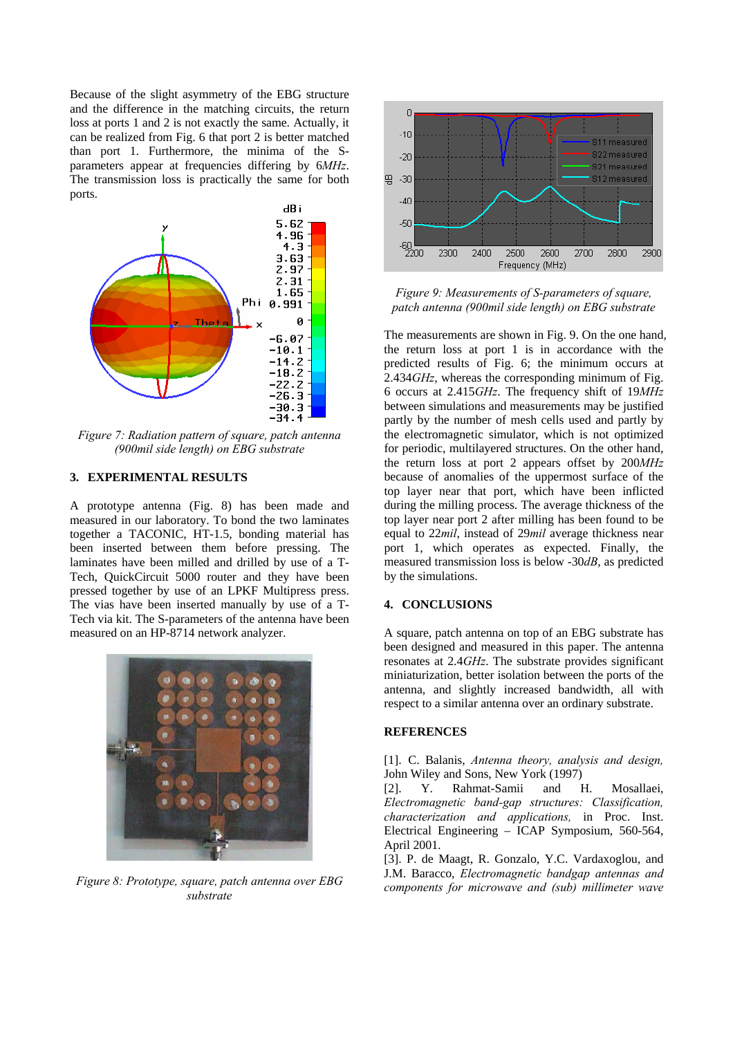Because of the slight asymmetry of the EBG structure and the difference in the matching circuits, the return loss at ports 1 and 2 is not exactly the same. Actually, it can be realized from Fig. 6 that port 2 is better matched than port 1. Furthermore, the minima of the S-parameters appear at frequencies differing by 6*MHz*. The transmission loss is practically the same for both ports.

*Figure 7: Radiation pattern of square, patch antenna (900mil side length) on EBG substrate*

## 3. EXPERIMENTAL RESULTS

A prototype antenna (Fig. 8) has been made and measured in our laboratory. To bond the two laminates together a TACONIC, HT-1.5, bonding material has been inserted between them before pressing. The laminates have been milled and drilled by use of a T-Tech, QuickCircuit 5000 router and they have been pressed together by use of an LPKF Multipress press. The vias have been inserted manually by use of a T-Tech via kit. The S-parameters of the antenna have been measured on an HP-8714 network analyzer.

*Figure 8: Prototype, square, patch antenna over EBG substrate*

*Figure 9: Measurements of S-parameters of square, patch antenna (900mil side length) on EBG substrate*

The measurements are shown in Fig. 9. On the one hand, the return loss at port 1 is in accordance with the predicted results of Fig. 6; the minimum occurs at 2.434*GHz*, whereas the corresponding minimum of Fig. 6 occurs at 2.415*GHz*. The frequency shift of 19*MHz* between simulations and measurements may be justified partly by the number of mesh cells used and partly by the electromagnetic simulator, which is not optimized for periodic, multilayered structures. On the other hand, the return loss at port 2 appears offset by 200*MHz* because of anomalies of the uppermost surface of the top layer near that port, which have been inflicted during the milling process. The average thickness of the top layer near port 2 after milling has been found to be equal to 22*mil*, instead of 29*mil* average thickness near port 1, which operates as expected. Finally, the measured transmission loss is below -30*dB*, as predicted by the simulations.

## 4. CONCLUSIONS

A square, patch antenna on top of an EBG substrate has been designed and measured in this paper. The antenna resonates at 2.4*GHz*. The substrate provides significant miniaturization, better isolation between the ports of the antenna, and slightly increased bandwidth, all with respect to a similar antenna over an ordinary substrate.

## REFERENCES

[1]. C. Balanis, *Antenna theory, analysis and design,* John Wiley and Sons, New York (1997)

[2]. Y. Rahmat-Samii and H. Mosallaei, *Electromagnetic band-gap structures: Classification, characterization and applications,* in Proc. Inst. Electrical Engineering – ICAP Symposium, 560-564, April 2001.

[3]. P. de Maagt, R. Gonzalo, Y.C. Vardaxoglou, and J.M. Baracco, *Electromagnetic bandgap antennas and components for microwave and (sub) millimeter wave*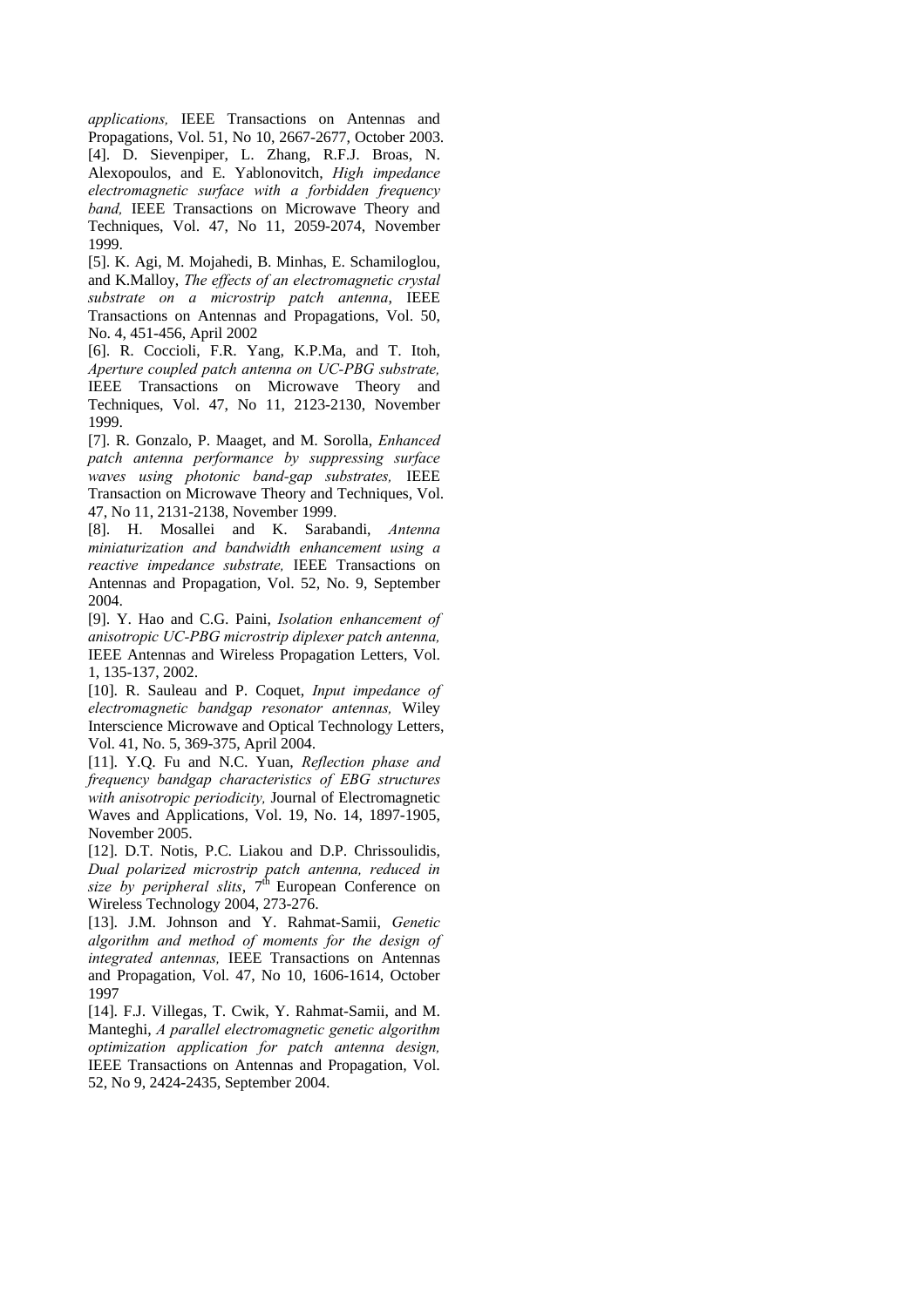*applications,* IEEE Transactions on Antennas and Propagations, Vol. 51, No 10, 2667-2677, October 2003.

[4]. D. Sievenpiper, L. Zhang, R.F.J. Broas, N. Alexopoulos, and E. Yablonovitch, *High impedance electromagnetic surface with a forbidden frequency band,* IEEE Transactions on Microwave Theory and Techniques, Vol. 47, No 11, 2059-2074, November 1999.

[5]. K. Agi, M. Mojahedi, B. Minhas, E. Schamiloglou, and K.Malloy, *The effects of an electromagnetic crystal substrate on a microstrip patch antenna*, IEEE Transactions on Antennas and Propagations, Vol. 50, No. 4, 451-456, April 2002

[6]. R. Coccioli, F.R. Yang, K.P.Ma, and T. Itoh, *Aperture coupled patch antenna on UC-PBG substrate,* IEEE Transactions on Microwave Theory and Techniques, Vol. 47, No 11, 2123-2130, November 1999.

[7]. R. Gonzalo, P. Maaget, and M. Sorolla, *Enhanced patch antenna performance by suppressing surface waves using photonic band-gap substrates,* IEEE Transaction on Microwave Theory and Techniques, Vol. 47, No 11, 2131-2138, November 1999.

[8]. H. Mosallei and K. Sarabandi, *Antenna miniaturization and bandwidth enhancement using a reactive impedance substrate,* IEEE Transactions on Antennas and Propagation, Vol. 52, No. 9, September 2004.

[9]. Y. Hao and C.G. Paini, *Isolation enhancement of anisotropic UC-PBG microstrip diplexer patch antenna,* IEEE Antennas and Wireless Propagation Letters, Vol. 1, 135-137, 2002.

[10]. R. Sauleau and P. Coquet, *Input impedance of electromagnetic bandgap resonator antennas,* Wiley Interscience Microwave and Optical Technology Letters, Vol. 41, No. 5, 369-375, April 2004.

[11]. Y.Q. Fu and N.C. Yuan, *Reflection phase and frequency bandgap characteristics of EBG structures with anisotropic periodicity,* Journal of Electromagnetic Waves and Applications, Vol. 19, No. 14, 1897-1905, November 2005.

[12]. D.T. Notis, P.C. Liakou and D.P. Chrissoulidis, *Dual polarized microstrip patch antenna, reduced in size by peripheral slits*, 7th European Conference on Wireless Technology 2004, 273-276.

[13]. J.M. Johnson and Y. Rahmat-Samii, *Genetic algorithm and method of moments for the design of integrated antennas,* IEEE Transactions on Antennas and Propagation, Vol. 47, No 10, 1606-1614, October 1997

[14]. F.J. Villegas, T. Cwik, Y. Rahmat-Samii, and M. Manteghi, *A parallel electromagnetic genetic algorithm optimization application for patch antenna design,* IEEE Transactions on Antennas and Propagation, Vol. 52, No 9, 2424-2435, September 2004.